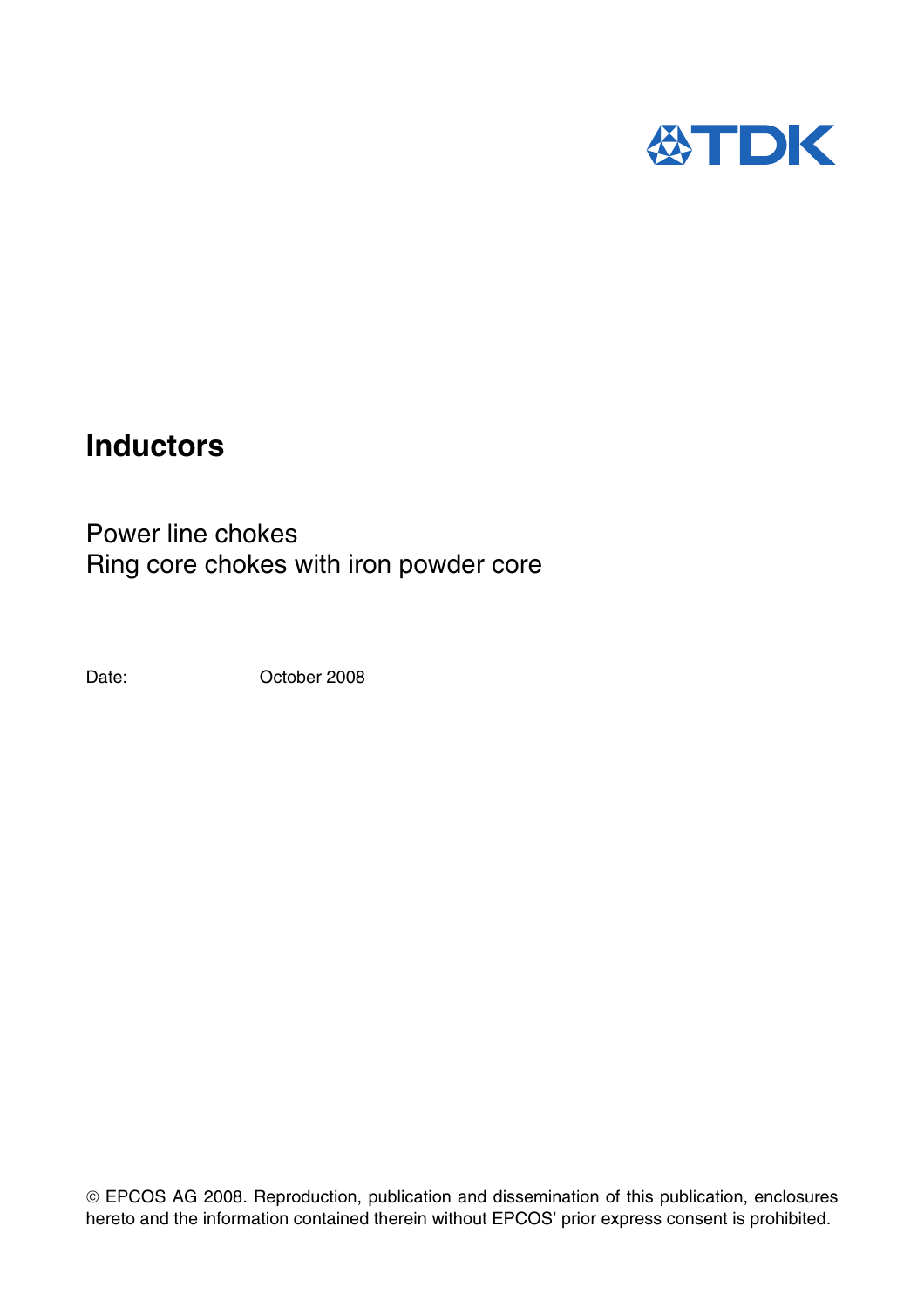# Inductors

Power line chokes
Ring core chokes with iron powder core

Date: October 2008

© EPCOS AG 2008. Reproduction, publication and dissemination of this publication, enclosures hereto and the information contained therein without EPCOS' prior express consent is prohibited.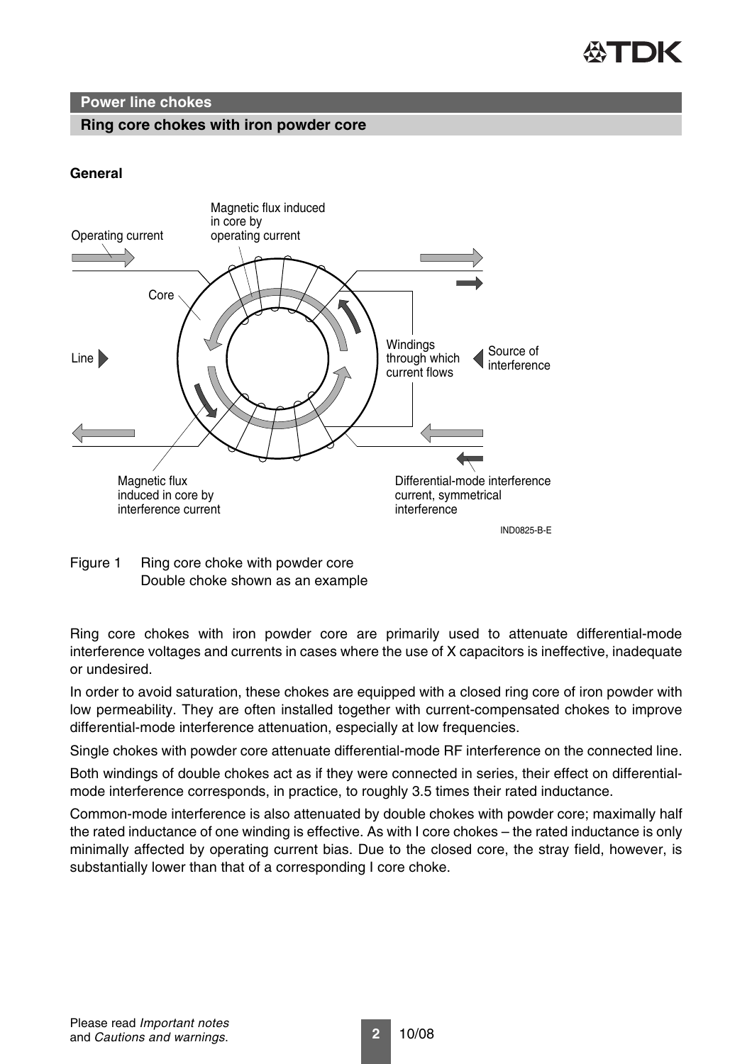## Power line chokes

### Ring core chokes with iron powder core

**General**

Figure 1 Ring core choke with powder core
Double choke shown as an example

Ring core chokes with iron powder core are primarily used to attenuate differential-mode interference voltages and currents in cases where the use of X capacitors is ineffective, inadequate or undesired.

In order to avoid saturation, these chokes are equipped with a closed ring core of iron powder with low permeability. They are often installed together with current-compensated chokes to improve differential-mode interference attenuation, especially at low frequencies.

Single chokes with powder core attenuate differential-mode RF interference on the connected line.

Both windings of double chokes act as if they were connected in series, their effect on differential-mode interference corresponds, in practice, to roughly 3.5 times their rated inductance.

Common-mode interference is also attenuated by double chokes with powder core; maximally half the rated inductance of one winding is effective. As with I core chokes – the rated inductance is only minimally affected by operating current bias. Due to the closed core, the stray field, however, is substantially lower than that of a corresponding I core choke.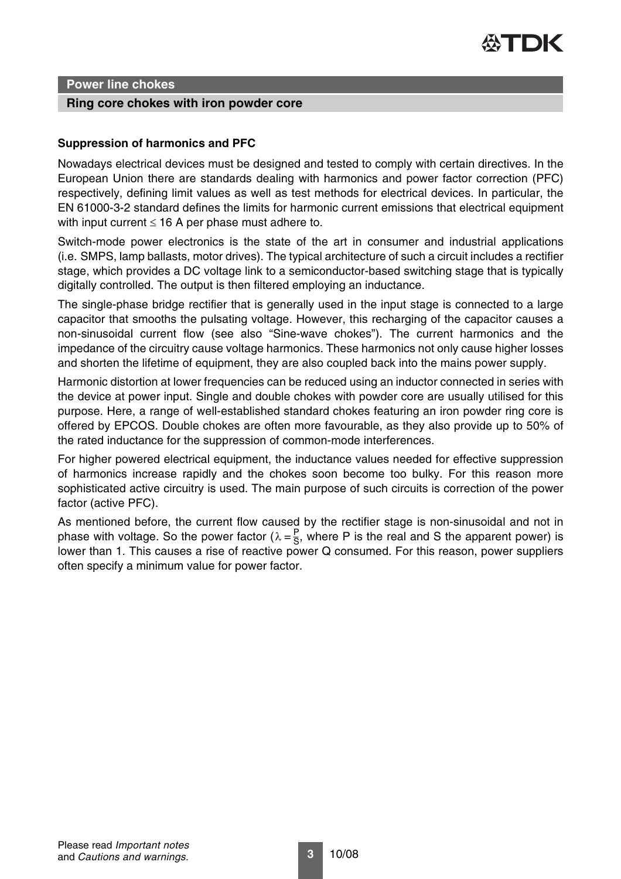## Power line chokes

### Ring core chokes with iron powder core

**Suppression of harmonics and PFC**

Nowadays electrical devices must be designed and tested to comply with certain directives. In the European Union there are standards dealing with harmonics and power factor correction (PFC) respectively, defining limit values as well as test methods for electrical devices. In particular, the EN 61000-3-2 standard defines the limits for harmonic current emissions that electrical equipment with input current $\leq$ 16 A per phase must adhere to.

Switch-mode power electronics is the state of the art in consumer and industrial applications (i.e. SMPS, lamp ballasts, motor drives). The typical architecture of such a circuit includes a rectifier stage, which provides a DC voltage link to a semiconductor-based switching stage that is typically digitally controlled. The output is then filtered employing an inductance.

The single-phase bridge rectifier that is generally used in the input stage is connected to a large capacitor that smooths the pulsating voltage. However, this recharging of the capacitor causes a non-sinusoidal current flow (see also "Sine-wave chokes"). The current harmonics and the impedance of the circuitry cause voltage harmonics. These harmonics not only cause higher losses and shorten the lifetime of equipment, they are also coupled back into the mains power supply.

Harmonic distortion at lower frequencies can be reduced using an inductor connected in series with the device at power input. Single and double chokes with powder core are usually utilised for this purpose. Here, a range of well-established standard chokes featuring an iron powder ring core is offered by EPCOS. Double chokes are often more favourable, as they also provide up to 50% of the rated inductance for the suppression of common-mode interferences.

For higher powered electrical equipment, the inductance values needed for effective suppression of harmonics increase rapidly and the chokes soon become too bulky. For this reason more sophisticated active circuitry is used. The main purpose of such circuits is correction of the power factor (active PFC).

As mentioned before, the current flow caused by the rectifier stage is non-sinusoidal and not in phase with voltage. So the power factor ($\lambda = \frac{P}{S}$, where P is the real and S the apparent power) is lower than 1. This causes a rise of reactive power Q consumed. For this reason, power suppliers often specify a minimum value for power factor.

Please read *Important notes* and *Cautions and warnings*.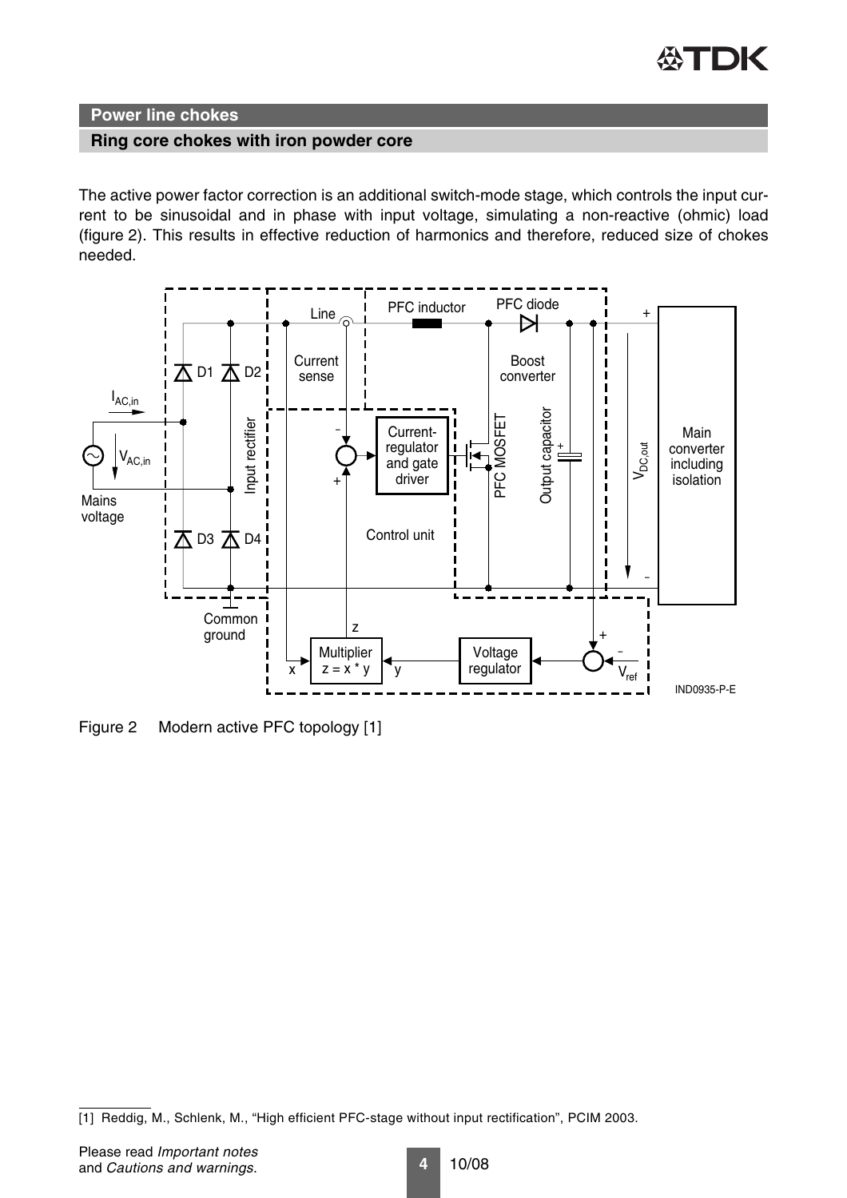## Power line chokes

### Ring core chokes with iron powder core

The active power factor correction is an additional switch-mode stage, which controls the input current to be sinusoidal and in phase with input voltage, simulating a non-reactive (ohmic) load (figure 2). This results in effective reduction of harmonics and therefore, reduced size of chokes needed.

Figure 2 Modern active PFC topology [1]

[1] Reddig, M., Schlenk, M., "High efficient PFC-stage without input rectification", PCIM 2003.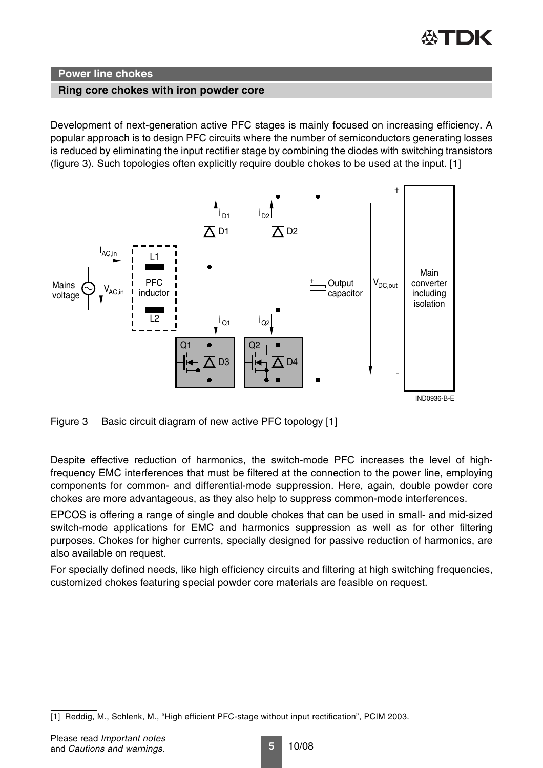## Power line chokes

### Ring core chokes with iron powder core

Development of next-generation active PFC stages is mainly focused on increasing efficiency. A popular approach is to design PFC circuits where the number of semiconductors generating losses is reduced by eliminating the input rectifier stage by combining the diodes with switching transistors (figure 3). Such topologies often explicitly require double chokes to be used at the input. [1]

$I_{AC,in}$

L1

Mains voltage

$V_{AC,in}$

PFC inductor

L2

$i_{D1}$

$i_{D2}$

D1

D2

$i_{Q1}$

$i_{Q2}$

Q1

Q2

D3

D4

Output capacitor

$V_{DC,out}$

Main converter including isolation

IND0936-B-E

Figure 3 Basic circuit diagram of new active PFC topology [1]

Despite effective reduction of harmonics, the switch-mode PFC increases the level of high-frequency EMC interferences that must be filtered at the connection to the power line, employing components for common- and differential-mode suppression. Here, again, double powder core chokes are more advantageous, as they also help to suppress common-mode interferences.

EPCOS is offering a range of single and double chokes that can be used in small- and mid-sized switch-mode applications for EMC and harmonics suppression as well as for other filtering purposes. Chokes for higher currents, specially designed for passive reduction of harmonics, are also available on request.

For specially defined needs, like high efficiency circuits and filtering at high switching frequencies, customized chokes featuring special powder core materials are feasible on request.

---

[1] Reddig, M., Schlenk, M., "High efficient PFC-stage without input rectification", PCIM 2003.